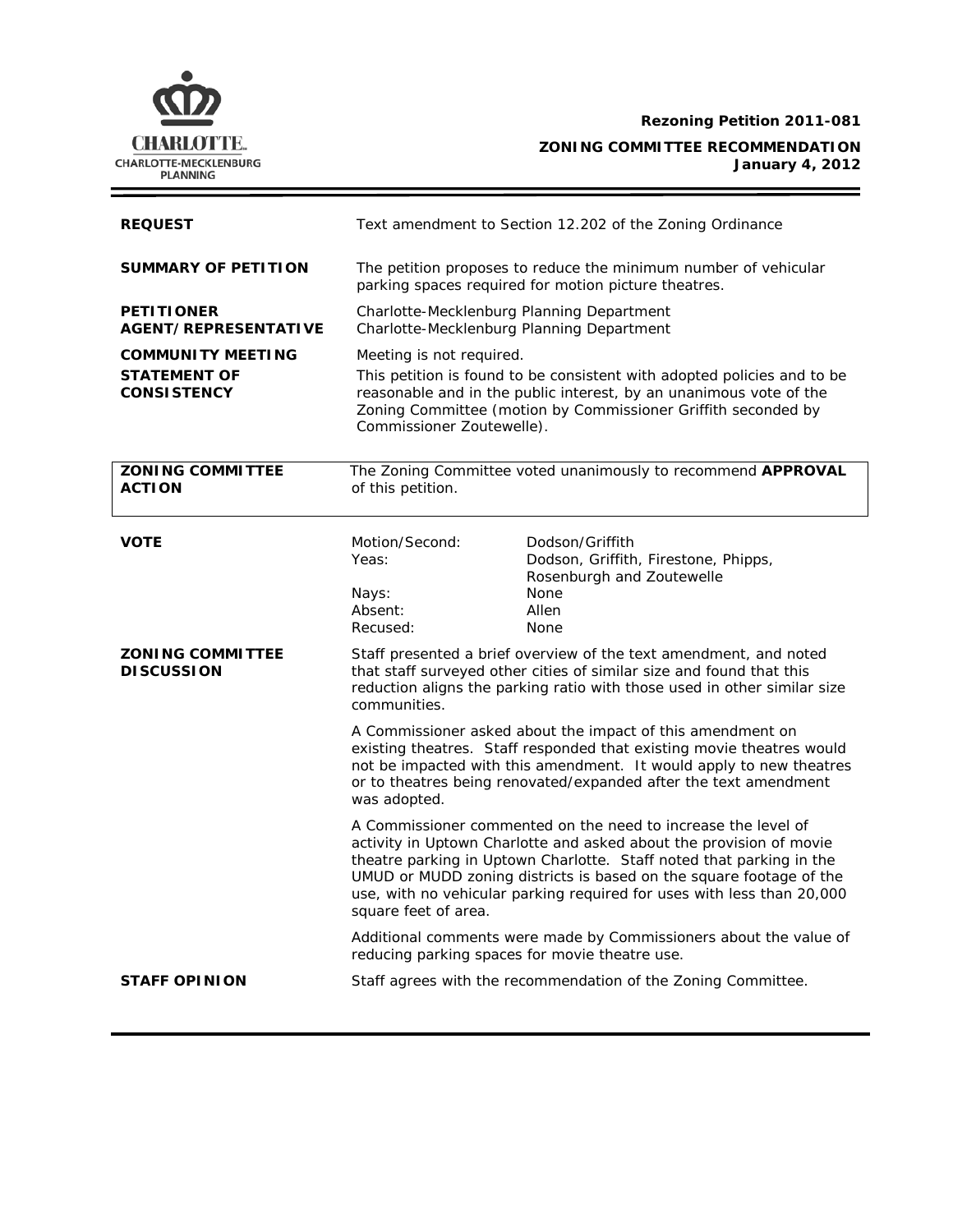**Rezoning Petition 2011-081**

**ZONING COMMITTEE RECOMMENDATION**
**January 4, 2012**

| | |
|---|---|
| **REQUEST** | Text amendment to Section 12.202 of the Zoning Ordinance |
| **SUMMARY OF PETITION** | The petition proposes to reduce the minimum number of vehicular parking spaces required for motion picture theatres. |
| **PETITIONER** | Charlotte-Mecklenburg Planning Department |
| **AGENT/REPRESENTATIVE** | Charlotte-Mecklenburg Planning Department |
| **COMMUNITY MEETING** | Meeting is not required. |
| **STATEMENT OF CONSISTENCY** | This petition is found to be consistent with adopted policies and to be reasonable and in the public interest, by an unanimous vote of the Zoning Committee (motion by Commissioner Griffith seconded by Commissioner Zoutewelle). |

| | |
|---|---|
| **ZONING COMMITTEE ACTION** | The Zoning Committee voted unanimously to recommend **APPROVAL** of this petition. |

**VOTE**

| | |
|---|---|
| Motion/Second: | Dodson/Griffith |
| Yeas: | Dodson, Griffith, Firestone, Phipps, Rosenburgh and Zoutewelle |
| Nays: | None |
| Absent: | Allen |
| Recused: | None |

**ZONING COMMITTEE DISCUSSION**

Staff presented a brief overview of the text amendment, and noted that staff surveyed other cities of similar size and found that this reduction aligns the parking ratio with those used in other similar size communities.

A Commissioner asked about the impact of this amendment on existing theatres. Staff responded that existing movie theatres would not be impacted with this amendment. It would apply to new theatres or to theatres being renovated/expanded after the text amendment was adopted.

A Commissioner commented on the need to increase the level of activity in Uptown Charlotte and asked about the provision of movie theatre parking in Uptown Charlotte. Staff noted that parking in the UMUD or MUDD zoning districts is based on the square footage of the use, with no vehicular parking required for uses with less than 20,000 square feet of area.

Additional comments were made by Commissioners about the value of reducing parking spaces for movie theatre use.

**STAFF OPINION**

Staff agrees with the recommendation of the Zoning Committee.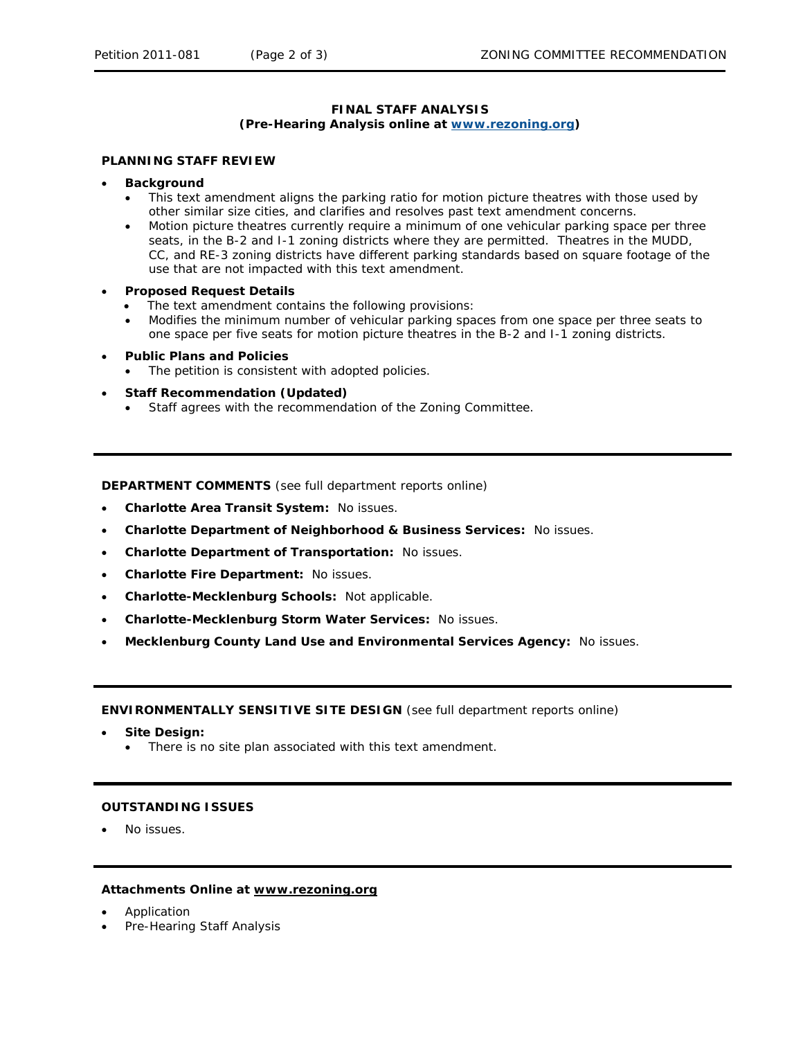## FINAL STAFF ANALYSIS
**(Pre-Hearing Analysis online at [www.rezoning.org](www.rezoning.org))**

### PLANNING STAFF REVIEW

- **Background**
  - This text amendment aligns the parking ratio for motion picture theatres with those used by other similar size cities, and clarifies and resolves past text amendment concerns.
  - Motion picture theatres currently require a minimum of one vehicular parking space per three seats, in the B-2 and I-1 zoning districts where they are permitted. Theatres in the MUDD, CC, and RE-3 zoning districts have different parking standards based on square footage of the use that are not impacted with this text amendment.
- **Proposed Request Details**
  - The text amendment contains the following provisions:
  - Modifies the minimum number of vehicular parking spaces from one space per three seats to one space per five seats for motion picture theatres in the B-2 and I-1 zoning districts.
- **Public Plans and Policies**
  - The petition is consistent with adopted policies.
- **Staff Recommendation (Updated)**
  - Staff agrees with the recommendation of the Zoning Committee.

---

**DEPARTMENT COMMENTS** (see full department reports online)

- **Charlotte Area Transit System:** No issues.
- **Charlotte Department of Neighborhood & Business Services:** No issues.
- **Charlotte Department of Transportation:** No issues.
- **Charlotte Fire Department:** No issues.
- **Charlotte-Mecklenburg Schools:** Not applicable.
- **Charlotte-Mecklenburg Storm Water Services:** No issues.
- **Mecklenburg County Land Use and Environmental Services Agency:** No issues.

---

**ENVIRONMENTALLY SENSITIVE SITE DESIGN** (see full department reports online)

- **Site Design:**
  - There is no site plan associated with this text amendment.

---

**OUTSTANDING ISSUES**

- No issues.

---

**Attachments Online at www.rezoning.org**

- Application
- Pre-Hearing Staff Analysis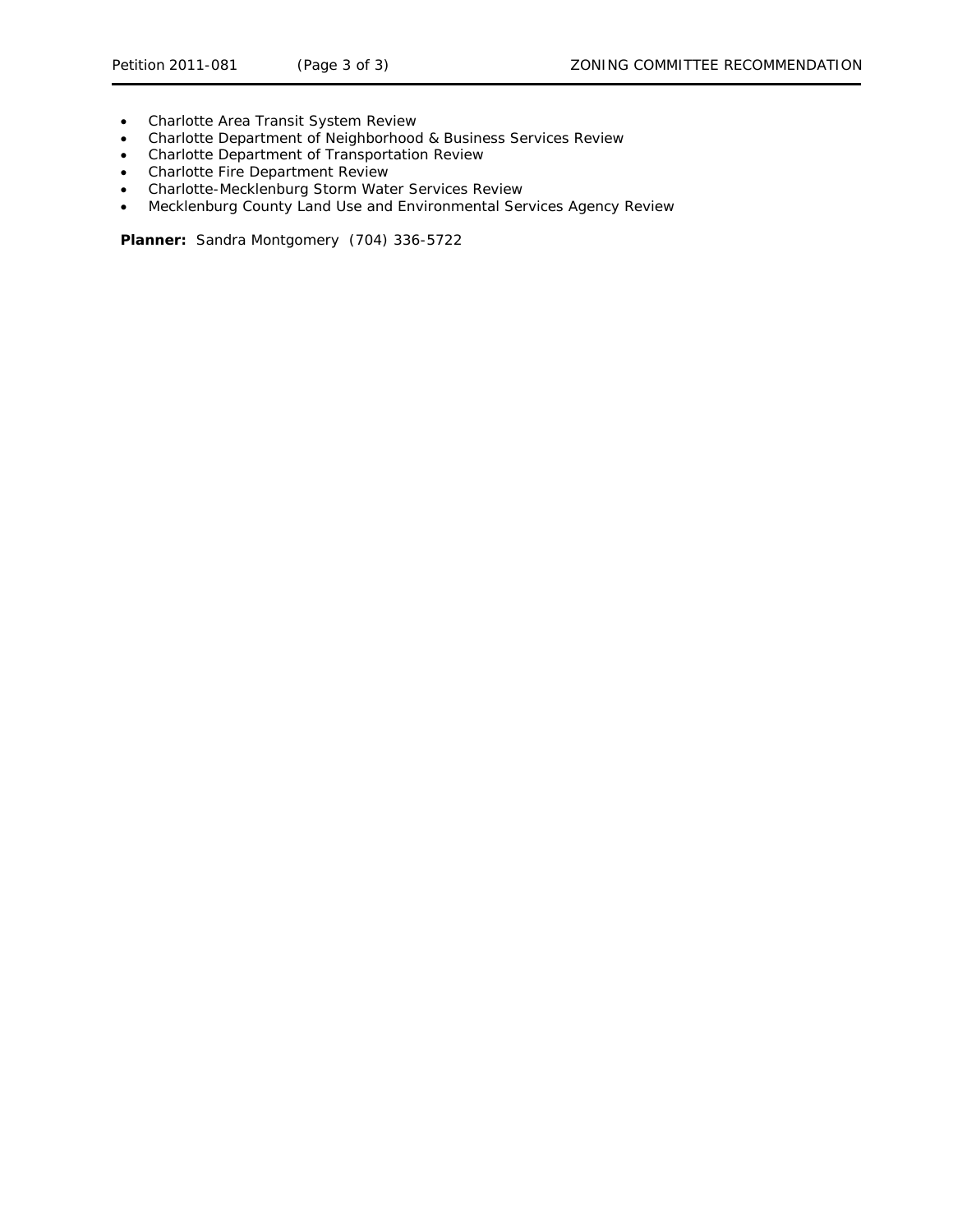- Charlotte Area Transit System Review
- Charlotte Department of Neighborhood & Business Services Review
- Charlotte Department of Transportation Review
- Charlotte Fire Department Review
- Charlotte-Mecklenburg Storm Water Services Review
- Mecklenburg County Land Use and Environmental Services Agency Review

**Planner:** Sandra Montgomery (704) 336-5722